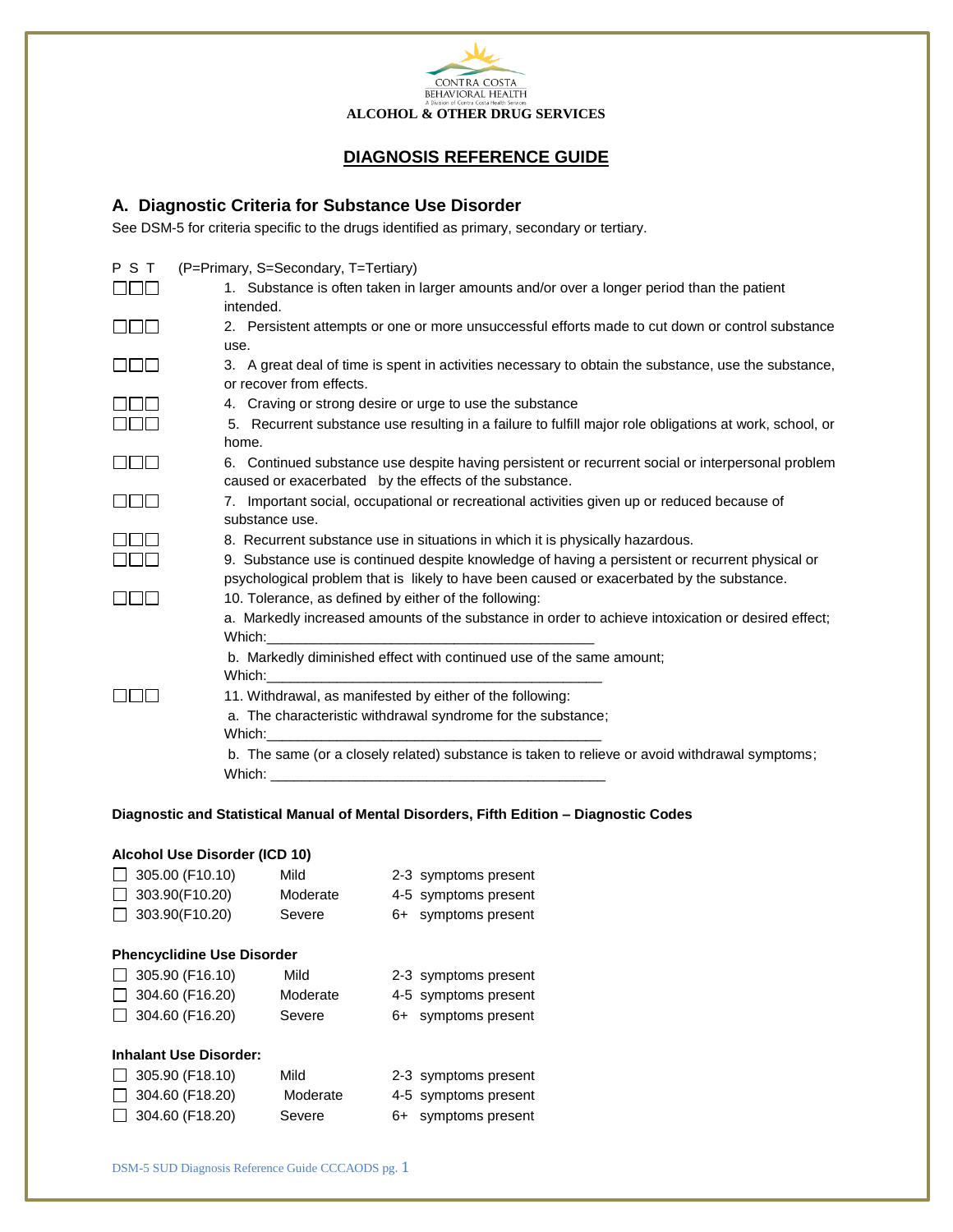CONTRA COSTA
BEHAVIORAL HEALTH
A Division of Contra Costa Health Services

**ALCOHOL & OTHER DRUG SERVICES**

# DIAGNOSIS REFERENCE GUIDE

## A. Diagnostic Criteria for Substance Use Disorder

See DSM-5 for criteria specific to the drugs identified as primary, secondary or tertiary.

P S T (P=Primary, S=Secondary, T=Tertiary)

☐☐☐ 1. Substance is often taken in larger amounts and/or over a longer period than the patient intended.

☐☐☐ 2. Persistent attempts or one or more unsuccessful efforts made to cut down or control substance use.

☐☐☐ 3. A great deal of time is spent in activities necessary to obtain the substance, use the substance, or recover from effects.

☐☐☐ 4. Craving or strong desire or urge to use the substance

☐☐☐ 5. Recurrent substance use resulting in a failure to fulfill major role obligations at work, school, or home.

☐☐☐ 6. Continued substance use despite having persistent or recurrent social or interpersonal problem caused or exacerbated by the effects of the substance.

☐☐☐ 7. Important social, occupational or recreational activities given up or reduced because of substance use.

☐☐☐ 8. Recurrent substance use in situations in which it is physically hazardous.

☐☐☐ 9. Substance use is continued despite knowledge of having a persistent or recurrent physical or psychological problem that is likely to have been caused or exacerbated by the substance.

☐☐☐ 10. Tolerance, as defined by either of the following:

a. Markedly increased amounts of the substance in order to achieve intoxication or desired effect; Which:___________________________________________

b. Markedly diminished effect with continued use of the same amount; Which:___________________________________________

☐☐☐ 11. Withdrawal, as manifested by either of the following:

a. The characteristic withdrawal syndrome for the substance; Which:___________________________________________

b. The same (or a closely related) substance is taken to relieve or avoid withdrawal symptoms; Which: ___________________________________________

**Diagnostic and Statistical Manual of Mental Disorders, Fifth Edition – Diagnostic Codes**

**Alcohol Use Disorder (ICD 10)**

☐ 305.00 (F10.10) Mild 2-3 symptoms present
☐ 303.90(F10.20) Moderate 4-5 symptoms present
☐ 303.90(F10.20) Severe 6+ symptoms present

**Phencyclidine Use Disorder**

☐ 305.90 (F16.10) Mild 2-3 symptoms present
☐ 304.60 (F16.20) Moderate 4-5 symptoms present
☐ 304.60 (F16.20) Severe 6+ symptoms present

**Inhalant Use Disorder:**

☐ 305.90 (F18.10) Mild 2-3 symptoms present
☐ 304.60 (F18.20) Moderate 4-5 symptoms present
☐ 304.60 (F18.20) Severe 6+ symptoms present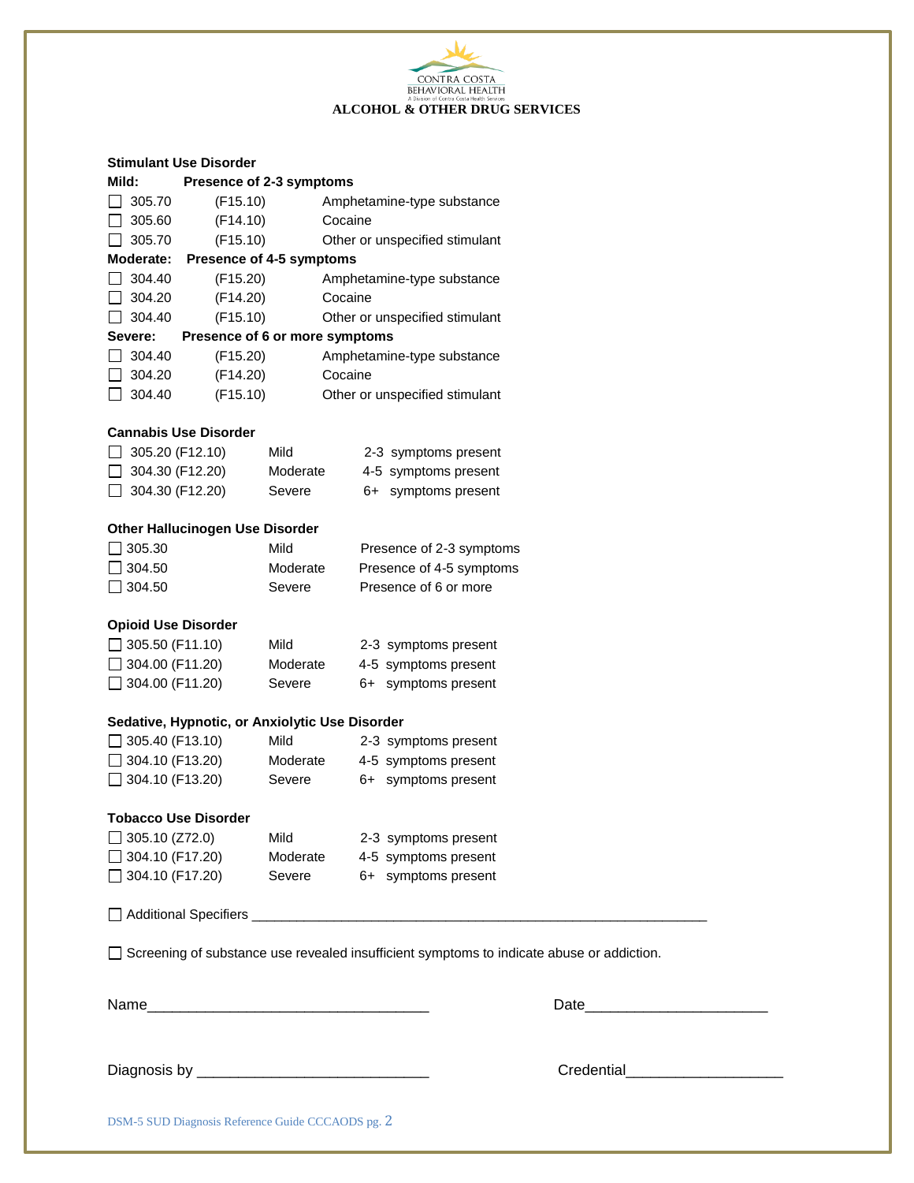CONTRA COSTA BEHAVIORAL HEALTH
A Division of Contra Costa Health Services

**ALCOHOL & OTHER DRUG SERVICES**

**Stimulant Use Disorder**

**Mild: Presence of 2-3 symptoms**

- ☐ 305.70 (F15.10) Amphetamine-type substance
- ☐ 305.60 (F14.10) Cocaine
- ☐ 305.70 (F15.10) Other or unspecified stimulant

**Moderate: Presence of 4-5 symptoms**

- ☐ 304.40 (F15.20) Amphetamine-type substance
- ☐ 304.20 (F14.20) Cocaine
- ☐ 304.40 (F15.10) Other or unspecified stimulant

**Severe: Presence of 6 or more symptoms**

- ☐ 304.40 (F15.20) Amphetamine-type substance
- ☐ 304.20 (F14.20) Cocaine
- ☐ 304.40 (F15.10) Other or unspecified stimulant

**Cannabis Use Disorder**

- ☐ 305.20 (F12.10) Mild 2-3 symptoms present
- ☐ 304.30 (F12.20) Moderate 4-5 symptoms present
- ☐ 304.30 (F12.20) Severe 6+ symptoms present

**Other Hallucinogen Use Disorder**

- ☐ 305.30 Mild Presence of 2-3 symptoms
- ☐ 304.50 Moderate Presence of 4-5 symptoms
- ☐ 304.50 Severe Presence of 6 or more

**Opioid Use Disorder**

- ☐ 305.50 (F11.10) Mild 2-3 symptoms present
- ☐ 304.00 (F11.20) Moderate 4-5 symptoms present
- ☐ 304.00 (F11.20) Severe 6+ symptoms present

**Sedative, Hypnotic, or Anxiolytic Use Disorder**

- ☐ 305.40 (F13.10) Mild 2-3 symptoms present
- ☐ 304.10 (F13.20) Moderate 4-5 symptoms present
- ☐ 304.10 (F13.20) Severe 6+ symptoms present

**Tobacco Use Disorder**

- ☐ 305.10 (Z72.0) Mild 2-3 symptoms present
- ☐ 304.10 (F17.20) Moderate 4-5 symptoms present
- ☐ 304.10 (F17.20) Severe 6+ symptoms present

☐ Additional Specifiers ____________________________________________________________

☐ Screening of substance use revealed insufficient symptoms to indicate abuse or addiction.

Name__________________________________ Date______________________

Diagnosis by ____________________________ Credential___________________

DSM-5 SUD Diagnosis Reference Guide CCCAODS